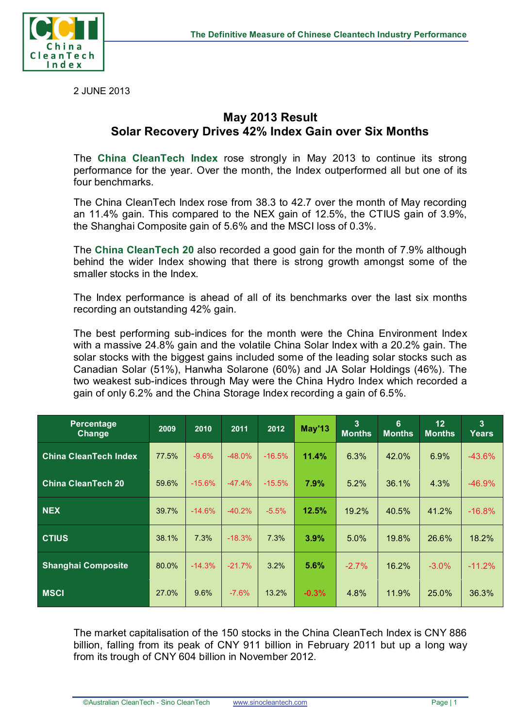2 JUNE 2013

## May 2013 Result
## Solar Recovery Drives 42% Index Gain over Six Months

The **China CleanTech Index** rose strongly in May 2013 to continue its strong performance for the year. Over the month, the Index outperformed all but one of its four benchmarks.

The China CleanTech Index rose from 38.3 to 42.7 over the month of May recording an 11.4% gain. This compared to the NEX gain of 12.5%, the CTIUS gain of 3.9%, the Shanghai Composite gain of 5.6% and the MSCI loss of 0.3%.

The **China CleanTech 20** also recorded a good gain for the month of 7.9% although behind the wider Index showing that there is strong growth amongst some of the smaller stocks in the Index.

The Index performance is ahead of all of its benchmarks over the last six months recording an outstanding 42% gain.

The best performing sub-indices for the month were the China Environment Index with a massive 24.8% gain and the volatile China Solar Index with a 20.2% gain. The solar stocks with the biggest gains included some of the leading solar stocks such as Canadian Solar (51%), Hanwha Solarone (60%) and JA Solar Holdings (46%). The two weakest sub-indices through May were the China Hydro Index which recorded a gain of only 6.2% and the China Storage Index recording a gain of 6.5%.

| Percentage Change | 2009 | 2010 | 2011 | 2012 | May'13 | 3 Months | 6 Months | 12 Months | 3 Years |
|---|---|---|---|---|---|---|---|---|---|
| China CleanTech Index | 77.5% | -9.6% | -48.0% | -16.5% | **11.4%** | 6.3% | 42.0% | 6.9% | -43.6% |
| China CleanTech 20 | 59.6% | -15.6% | -47.4% | -15.5% | **7.9%** | 5.2% | 36.1% | 4.3% | -46.9% |
| NEX | 39.7% | -14.6% | -40.2% | -5.5% | **12.5%** | 19.2% | 40.5% | 41.2% | -16.8% |
| CTIUS | 38.1% | 7.3% | -18.3% | 7.3% | **3.9%** | 5.0% | 19.8% | 26.6% | 18.2% |
| Shanghai Composite | 80.0% | -14.3% | -21.7% | 3.2% | **5.6%** | -2.7% | 16.2% | -3.0% | -11.2% |
| MSCI | 27.0% | 9.6% | -7.6% | 13.2% | **-0.3%** | 4.8% | 11.9% | 25.0% | 36.3% |

The market capitalisation of the 150 stocks in the China CleanTech Index is CNY 886 billion, falling from its peak of CNY 911 billion in February 2011 but up a long way from its trough of CNY 604 billion in November 2012.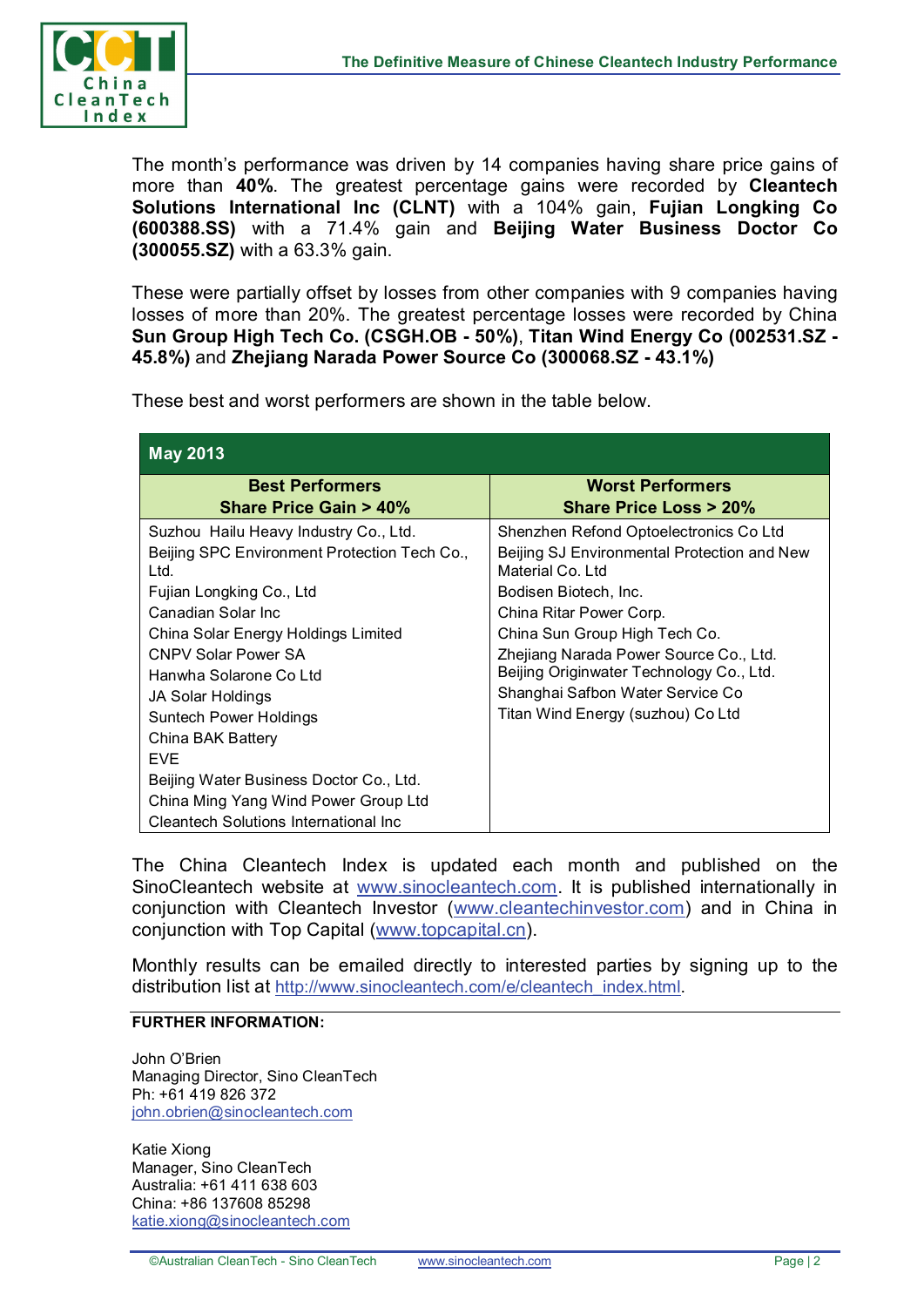The month's performance was driven by 14 companies having share price gains of more than **40%**. The greatest percentage gains were recorded by **Cleantech Solutions International Inc (CLNT)** with a 104% gain, **Fujian Longking Co (600388.SS)** with a 71.4% gain and **Beijing Water Business Doctor Co (300055.SZ)** with a 63.3% gain.

These were partially offset by losses from other companies with 9 companies having losses of more than 20%. The greatest percentage losses were recorded by China **Sun Group High Tech Co. (CSGH.OB - 50%)**, **Titan Wind Energy Co (002531.SZ - 45.8%)** and **Zhejiang Narada Power Source Co (300068.SZ - 43.1%)**

These best and worst performers are shown in the table below.

| May 2013 | |
|---|---|
| **Best Performers**<br>**Share Price Gain > 40%** | **Worst Performers**<br>**Share Price Loss > 20%** |
| Suzhou Hailu Heavy Industry Co., Ltd. | Shenzhen Refond Optoelectronics Co Ltd |
| Beijing SPC Environment Protection Tech Co., Ltd. | Beijing SJ Environmental Protection and New Material Co. Ltd |
| Fujian Longking Co., Ltd | Bodisen Biotech, Inc. |
| Canadian Solar Inc | China Ritar Power Corp. |
| China Solar Energy Holdings Limited | China Sun Group High Tech Co. |
| CNPV Solar Power SA | Zhejiang Narada Power Source Co., Ltd. |
| Hanwha Solarone Co Ltd | Beijing Originwater Technology Co., Ltd. |
| JA Solar Holdings | Shanghai Safbon Water Service Co |
| Suntech Power Holdings | Titan Wind Energy (suzhou) Co Ltd |
| China BAK Battery | |
| EVE | |
| Beijing Water Business Doctor Co., Ltd. | |
| China Ming Yang Wind Power Group Ltd | |
| Cleantech Solutions International Inc | |

The China Cleantech Index is updated each month and published on the SinoCleantech website at www.sinocleantech.com. It is published internationally in conjunction with Cleantech Investor (www.cleantechinvestor.com) and in China in conjunction with Top Capital (www.topcapital.cn).

Monthly results can be emailed directly to interested parties by signing up to the distribution list at http://www.sinocleantech.com/e/cleantech_index.html.

**FURTHER INFORMATION:**

John O'Brien
Managing Director, Sino CleanTech
Ph: +61 419 826 372
john.obrien@sinocleantech.com

Katie Xiong
Manager, Sino CleanTech
Australia: +61 411 638 603
China: +86 137608 85298
katie.xiong@sinocleantech.com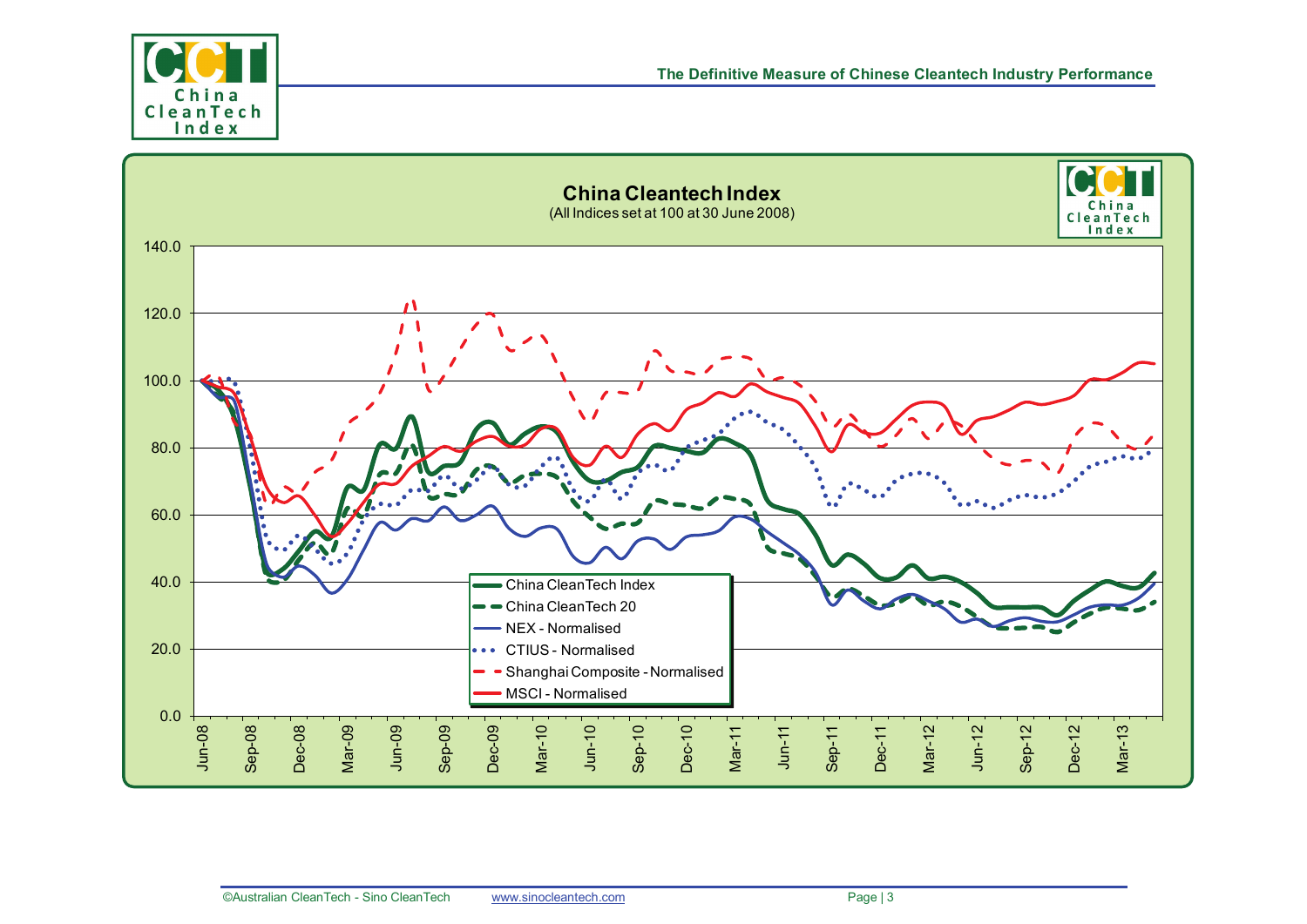# China Cleantech Index

(All Indices set at 100 at 30 June 2008)

140.0
120.0
100.0
80.0
60.0
40.0
20.0
0.0

Jun-08
Sep-08
Dec-08
Mar-09
Jun-09
Sep-09
Dec-09
Mar-10
Jun-10
Sep-10
Dec-10
Mar-11
Jun-11
Sep-11
Dec-11
Mar-12
Jun-12
Sep-12
Dec-12
Mar-13

China CleanTech Index
China CleanTech 20
NEX - Normalised
CTIUS - Normalised
Shanghai Composite - Normalised
MSCI - Normalised